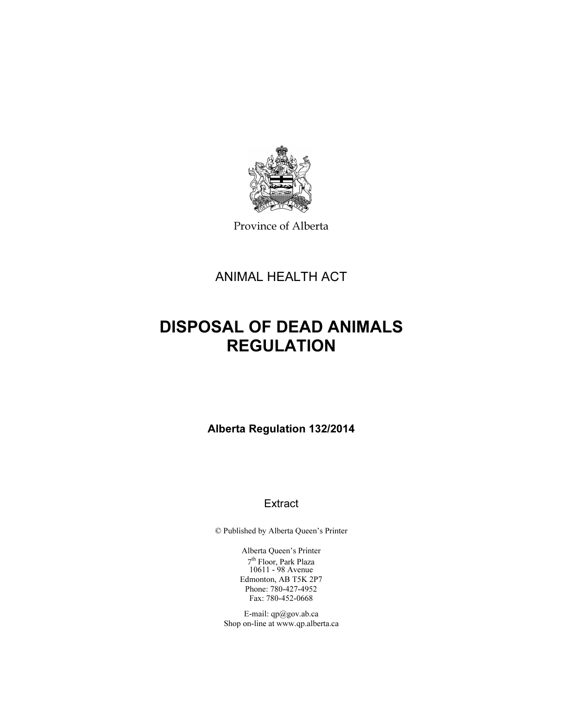Province of Alberta

ANIMAL HEALTH ACT

# DISPOSAL OF DEAD ANIMALS REGULATION

**Alberta Regulation 132/2014**

Extract

© Published by Alberta Queen's Printer

Alberta Queen's Printer
7th Floor, Park Plaza
10611 - 98 Avenue
Edmonton, AB T5K 2P7
Phone: 780-427-4952
Fax: 780-452-0668

E-mail: qp@gov.ab.ca
Shop on-line at www.qp.alberta.ca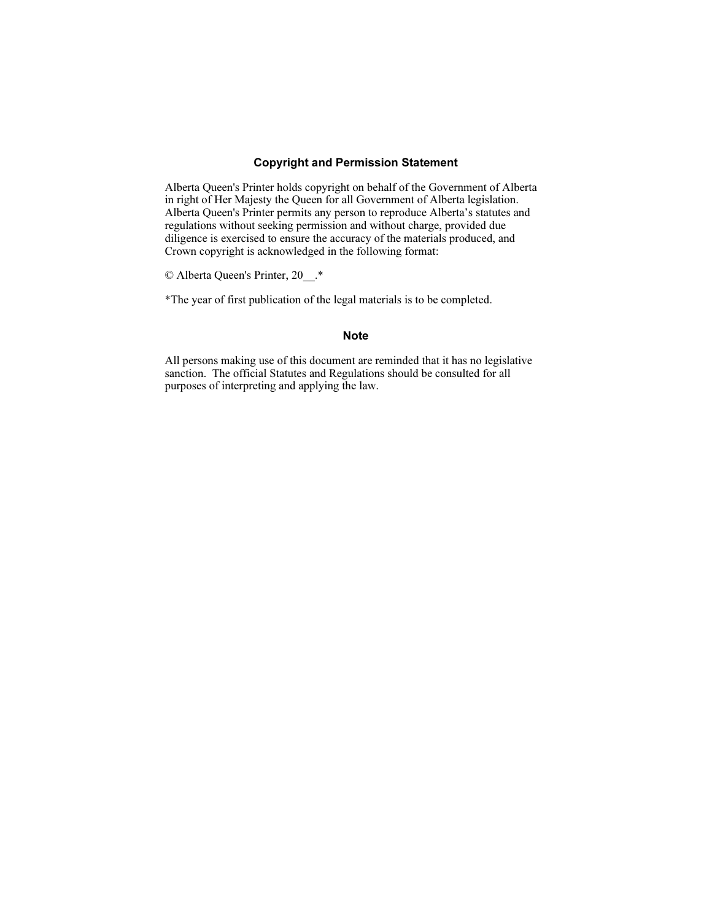## Copyright and Permission Statement

Alberta Queen's Printer holds copyright on behalf of the Government of Alberta in right of Her Majesty the Queen for all Government of Alberta legislation. Alberta Queen's Printer permits any person to reproduce Alberta's statutes and regulations without seeking permission and without charge, provided due diligence is exercised to ensure the accuracy of the materials produced, and Crown copyright is acknowledged in the following format:

© Alberta Queen's Printer, 20__.*

*The year of first publication of the legal materials is to be completed.

## Note

All persons making use of this document are reminded that it has no legislative sanction. The official Statutes and Regulations should be consulted for all purposes of interpreting and applying the law.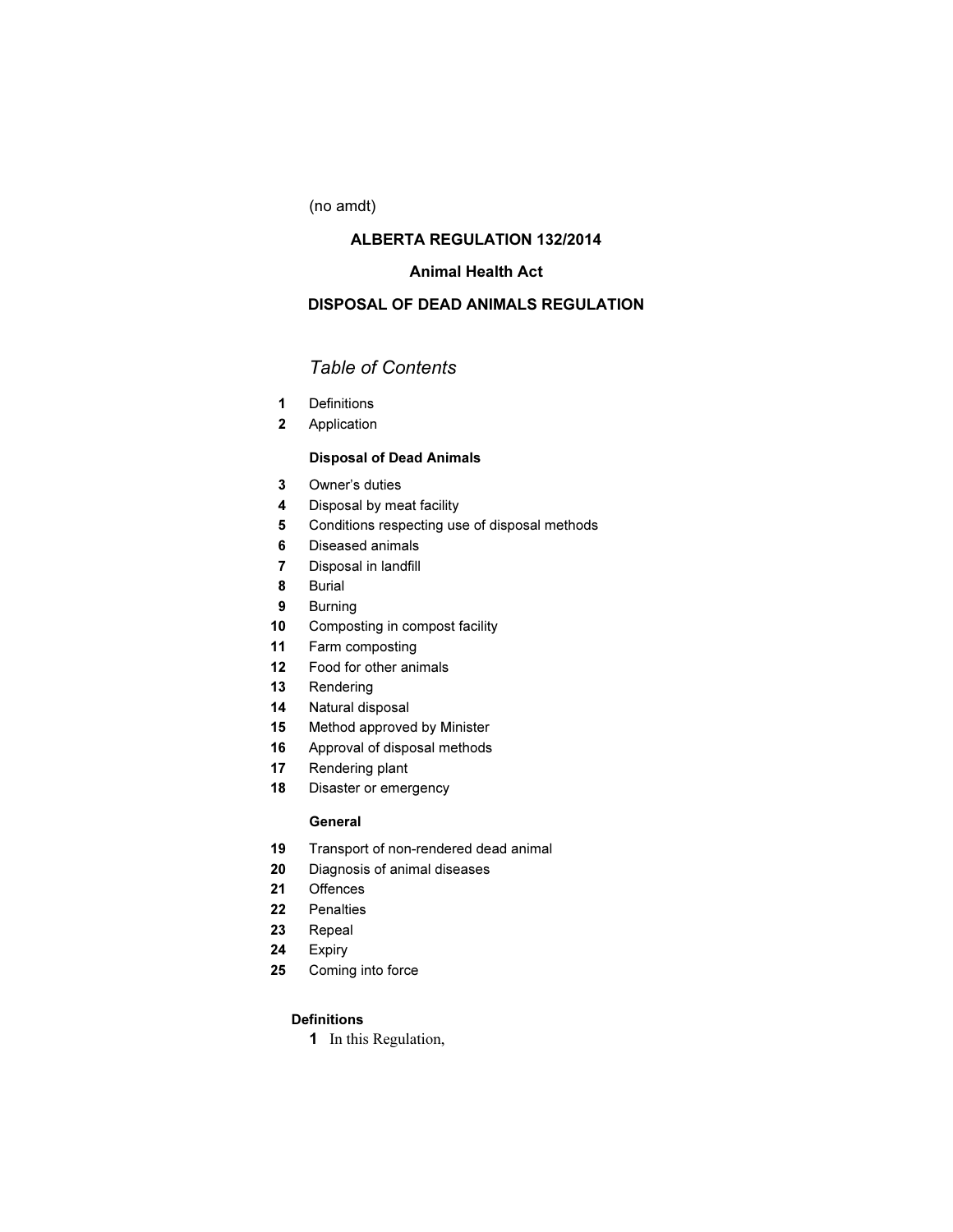(no amdt)

**ALBERTA REGULATION 132/2014**

**Animal Health Act**

**DISPOSAL OF DEAD ANIMALS REGULATION**

*Table of Contents*

**1** Definitions
**2** Application

**Disposal of Dead Animals**

**3** Owner's duties
**4** Disposal by meat facility
**5** Conditions respecting use of disposal methods
**6** Diseased animals
**7** Disposal in landfill
**8** Burial
**9** Burning
**10** Composting in compost facility
**11** Farm composting
**12** Food for other animals
**13** Rendering
**14** Natural disposal
**15** Method approved by Minister
**16** Approval of disposal methods
**17** Rendering plant
**18** Disaster or emergency

**General**

**19** Transport of non-rendered dead animal
**20** Diagnosis of animal diseases
**21** Offences
**22** Penalties
**23** Repeal
**24** Expiry
**25** Coming into force

**Definitions**

**1** In this Regulation,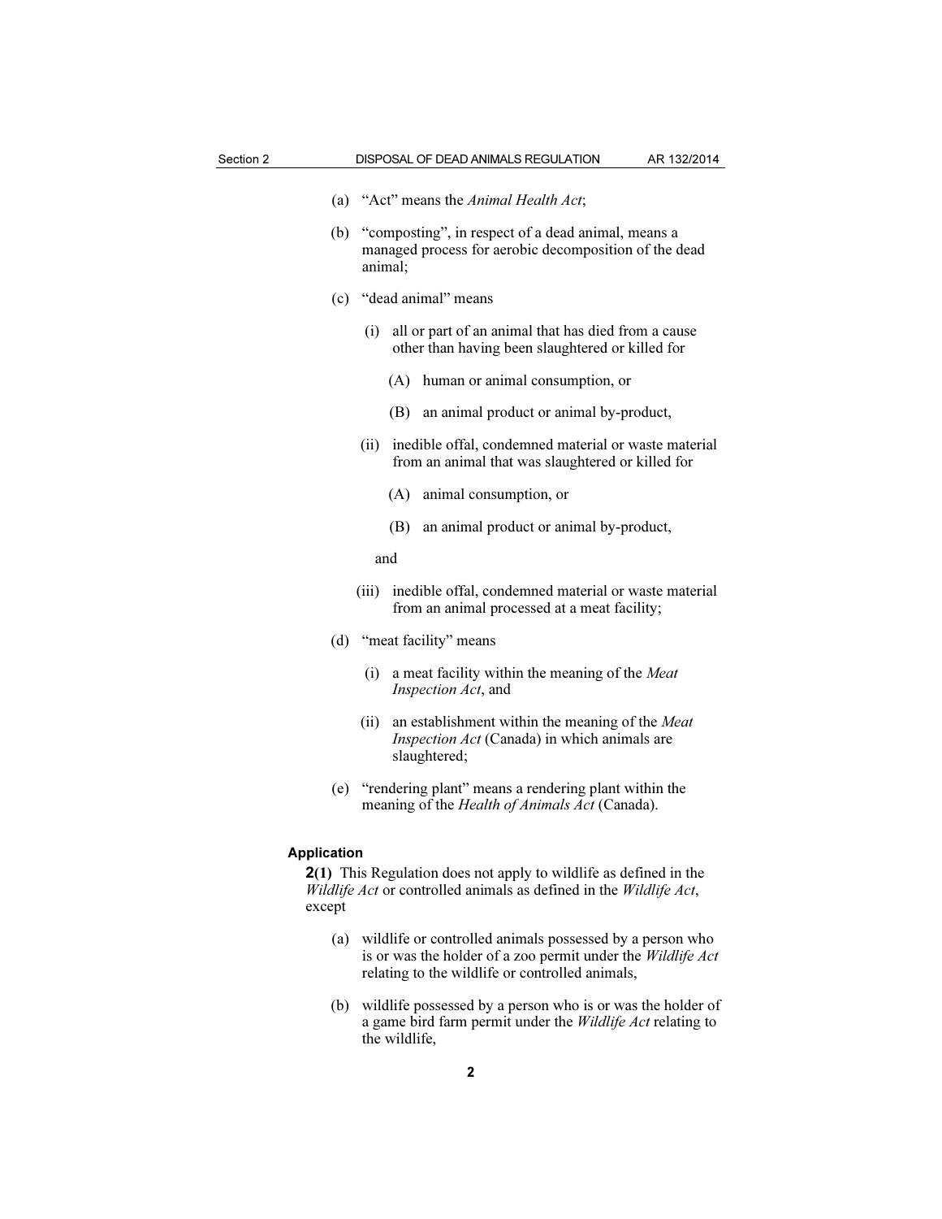(a) "Act" means the *Animal Health Act*;

(b) "composting", in respect of a dead animal, means a managed process for aerobic decomposition of the dead animal;

(c) "dead animal" means

  (i) all or part of an animal that has died from a cause other than having been slaughtered or killed for

    (A) human or animal consumption, or

    (B) an animal product or animal by-product,

  (ii) inedible offal, condemned material or waste material from an animal that was slaughtered or killed for

    (A) animal consumption, or

    (B) an animal product or animal by-product,

  and

  (iii) inedible offal, condemned material or waste material from an animal processed at a meat facility;

(d) "meat facility" means

  (i) a meat facility within the meaning of the *Meat Inspection Act*, and

  (ii) an establishment within the meaning of the *Meat Inspection Act* (Canada) in which animals are slaughtered;

(e) "rendering plant" means a rendering plant within the meaning of the *Health of Animals Act* (Canada).

### Application

**2(1)** This Regulation does not apply to wildlife as defined in the *Wildlife Act* or controlled animals as defined in the *Wildlife Act*, except

(a) wildlife or controlled animals possessed by a person who is or was the holder of a zoo permit under the *Wildlife Act* relating to the wildlife or controlled animals,

(b) wildlife possessed by a person who is or was the holder of a game bird farm permit under the *Wildlife Act* relating to the wildlife,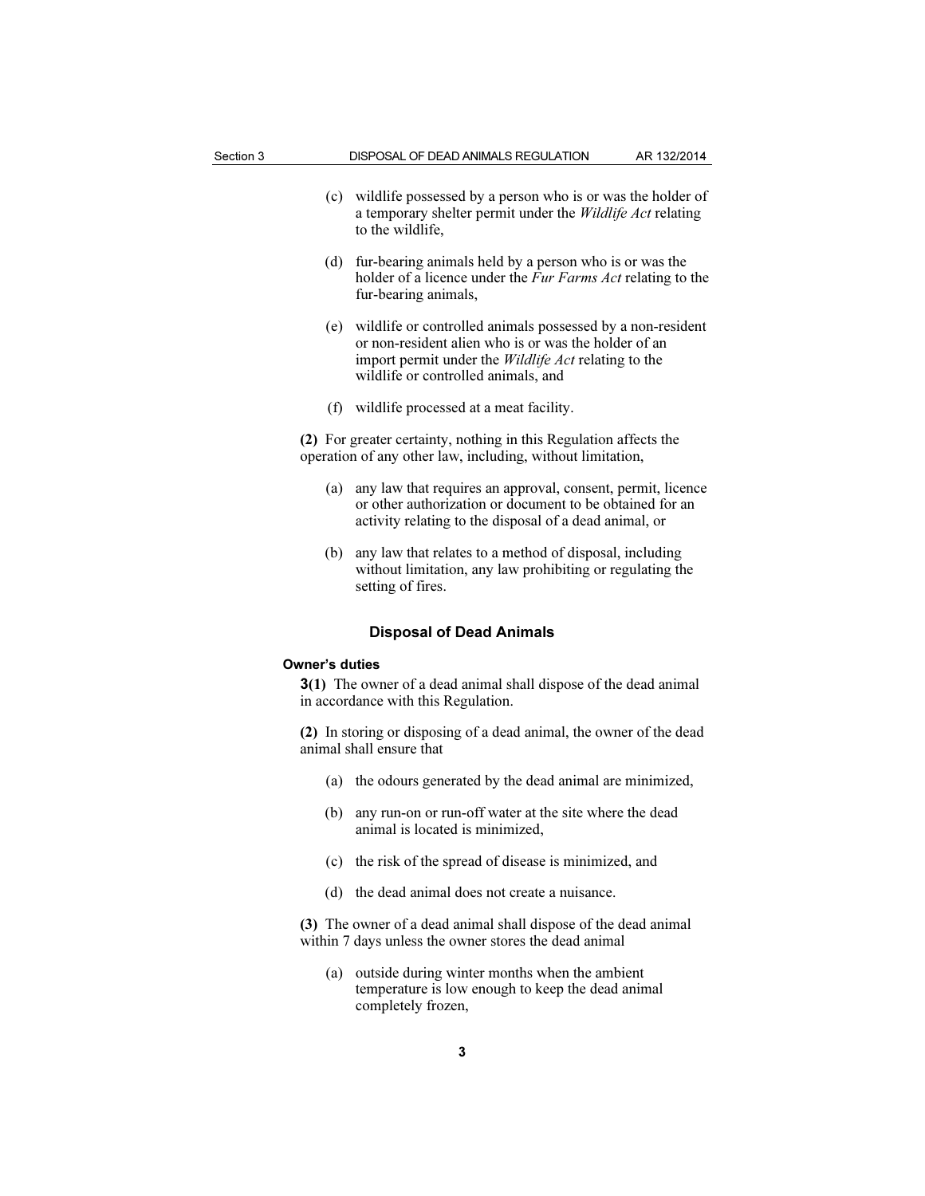(c) wildlife possessed by a person who is or was the holder of a temporary shelter permit under the *Wildlife Act* relating to the wildlife,

(d) fur-bearing animals held by a person who is or was the holder of a licence under the *Fur Farms Act* relating to the fur-bearing animals,

(e) wildlife or controlled animals possessed by a non-resident or non-resident alien who is or was the holder of an import permit under the *Wildlife Act* relating to the wildlife or controlled animals, and

(f) wildlife processed at a meat facility.

**(2)** For greater certainty, nothing in this Regulation affects the operation of any other law, including, without limitation,

(a) any law that requires an approval, consent, permit, licence or other authorization or document to be obtained for an activity relating to the disposal of a dead animal, or

(b) any law that relates to a method of disposal, including without limitation, any law prohibiting or regulating the setting of fires.

## Disposal of Dead Animals

#### Owner's duties

**3(1)** The owner of a dead animal shall dispose of the dead animal in accordance with this Regulation.

**(2)** In storing or disposing of a dead animal, the owner of the dead animal shall ensure that

(a) the odours generated by the dead animal are minimized,

(b) any run-on or run-off water at the site where the dead animal is located is minimized,

(c) the risk of the spread of disease is minimized, and

(d) the dead animal does not create a nuisance.

**(3)** The owner of a dead animal shall dispose of the dead animal within 7 days unless the owner stores the dead animal

(a) outside during winter months when the ambient temperature is low enough to keep the dead animal completely frozen,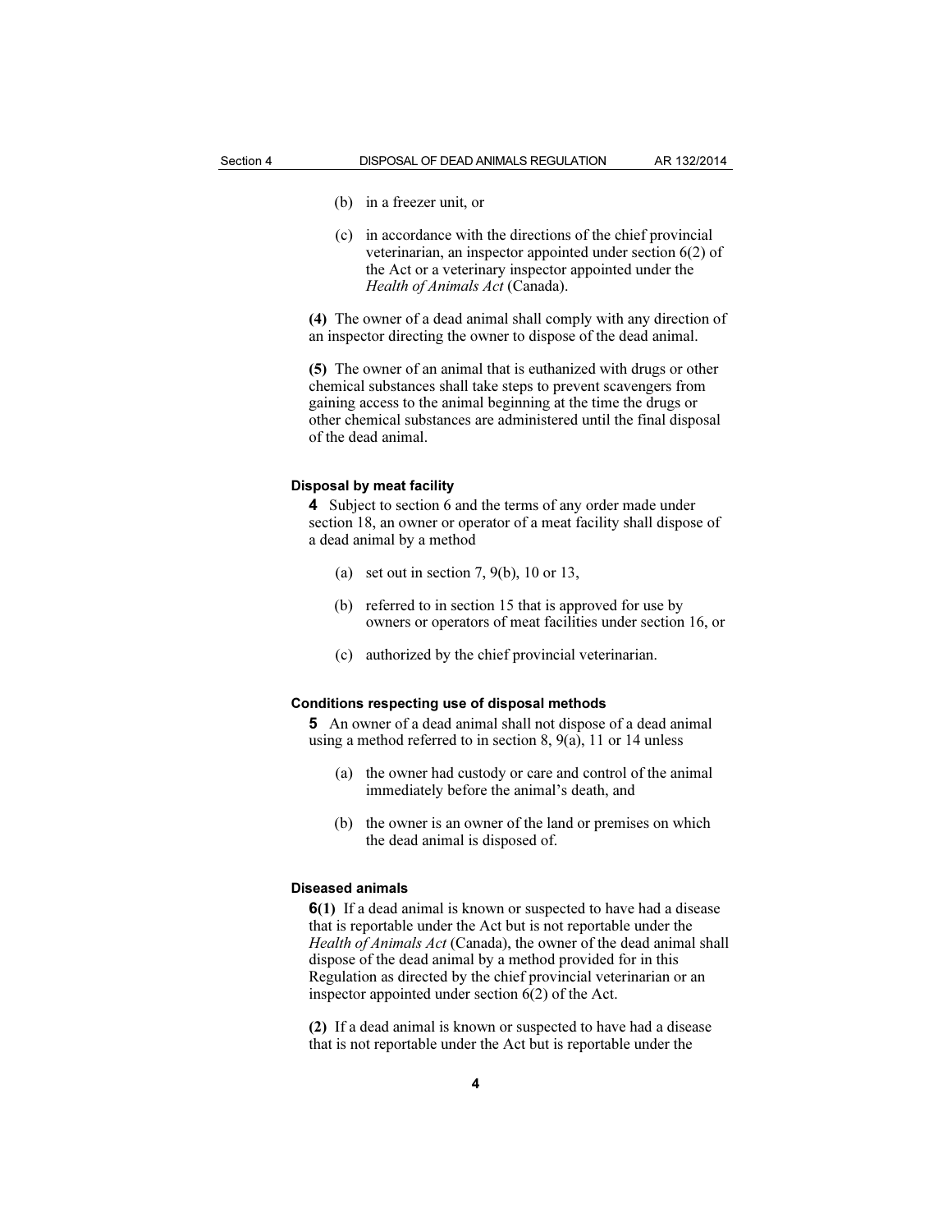(b) in a freezer unit, or

(c) in accordance with the directions of the chief provincial veterinarian, an inspector appointed under section 6(2) of the Act or a veterinary inspector appointed under the *Health of Animals Act* (Canada).

**(4)** The owner of a dead animal shall comply with any direction of an inspector directing the owner to dispose of the dead animal.

**(5)** The owner of an animal that is euthanized with drugs or other chemical substances shall take steps to prevent scavengers from gaining access to the animal beginning at the time the drugs or other chemical substances are administered until the final disposal of the dead animal.

#### Disposal by meat facility

**4** Subject to section 6 and the terms of any order made under section 18, an owner or operator of a meat facility shall dispose of a dead animal by a method

(a) set out in section 7, 9(b), 10 or 13,

(b) referred to in section 15 that is approved for use by owners or operators of meat facilities under section 16, or

(c) authorized by the chief provincial veterinarian.

#### Conditions respecting use of disposal methods

**5** An owner of a dead animal shall not dispose of a dead animal using a method referred to in section 8, 9(a), 11 or 14 unless

(a) the owner had custody or care and control of the animal immediately before the animal's death, and

(b) the owner is an owner of the land or premises on which the dead animal is disposed of.

#### Diseased animals

**6(1)** If a dead animal is known or suspected to have had a disease that is reportable under the Act but is not reportable under the *Health of Animals Act* (Canada), the owner of the dead animal shall dispose of the dead animal by a method provided for in this Regulation as directed by the chief provincial veterinarian or an inspector appointed under section 6(2) of the Act.

**(2)** If a dead animal is known or suspected to have had a disease that is not reportable under the Act but is reportable under the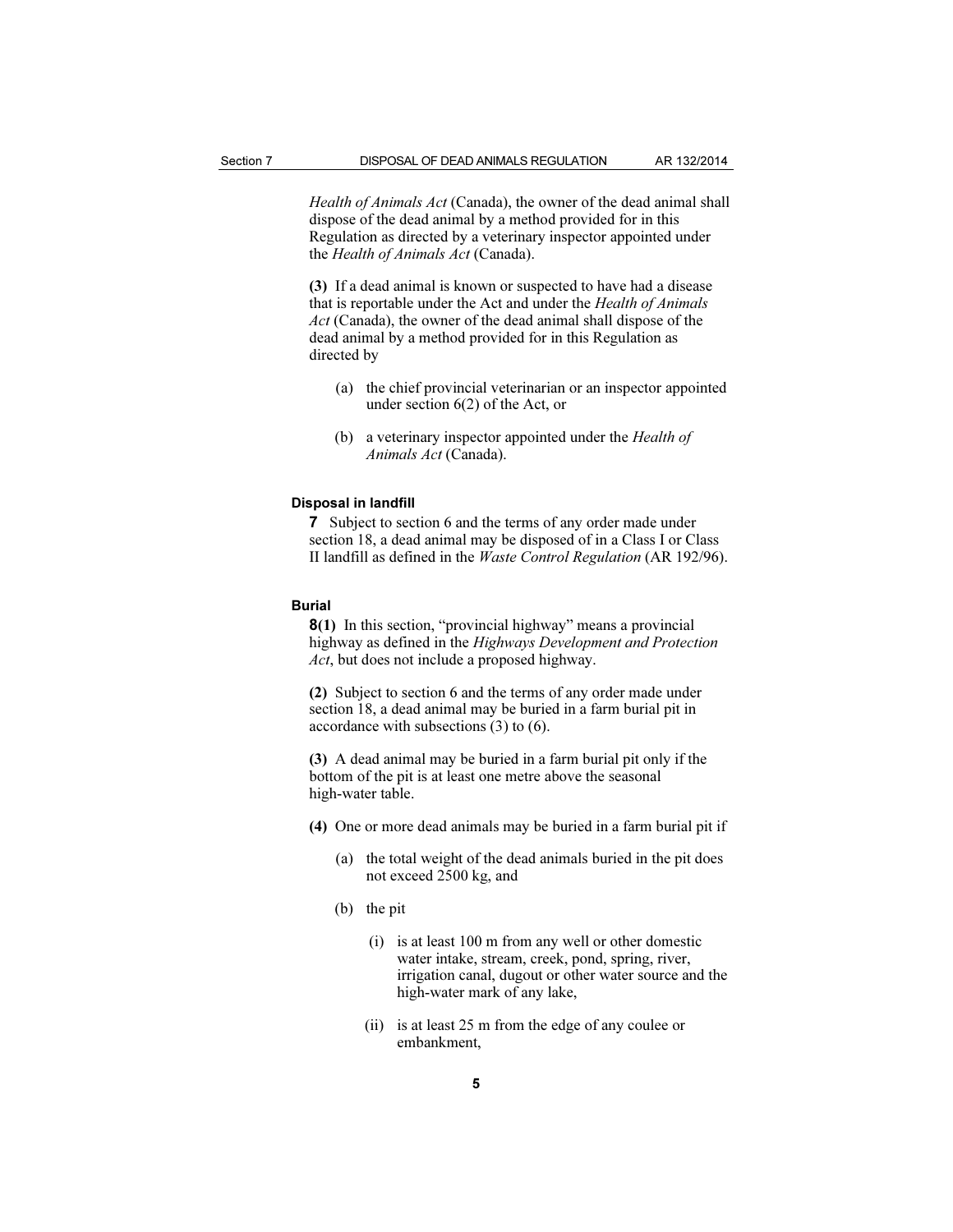*Health of Animals Act* (Canada), the owner of the dead animal shall dispose of the dead animal by a method provided for in this Regulation as directed by a veterinary inspector appointed under the *Health of Animals Act* (Canada).

**(3)** If a dead animal is known or suspected to have had a disease that is reportable under the Act and under the *Health of Animals Act* (Canada), the owner of the dead animal shall dispose of the dead animal by a method provided for in this Regulation as directed by

(a) the chief provincial veterinarian or an inspector appointed under section 6(2) of the Act, or

(b) a veterinary inspector appointed under the *Health of Animals Act* (Canada).

**Disposal in landfill**

**7** Subject to section 6 and the terms of any order made under section 18, a dead animal may be disposed of in a Class I or Class II landfill as defined in the *Waste Control Regulation* (AR 192/96).

**Burial**

**8(1)** In this section, "provincial highway" means a provincial highway as defined in the *Highways Development and Protection Act*, but does not include a proposed highway.

**(2)** Subject to section 6 and the terms of any order made under section 18, a dead animal may be buried in a farm burial pit in accordance with subsections (3) to (6).

**(3)** A dead animal may be buried in a farm burial pit only if the bottom of the pit is at least one metre above the seasonal high-water table.

**(4)** One or more dead animals may be buried in a farm burial pit if

(a) the total weight of the dead animals buried in the pit does not exceed 2500 kg, and

(b) the pit

(i) is at least 100 m from any well or other domestic water intake, stream, creek, pond, spring, river, irrigation canal, dugout or other water source and the high-water mark of any lake,

(ii) is at least 25 m from the edge of any coulee or embankment,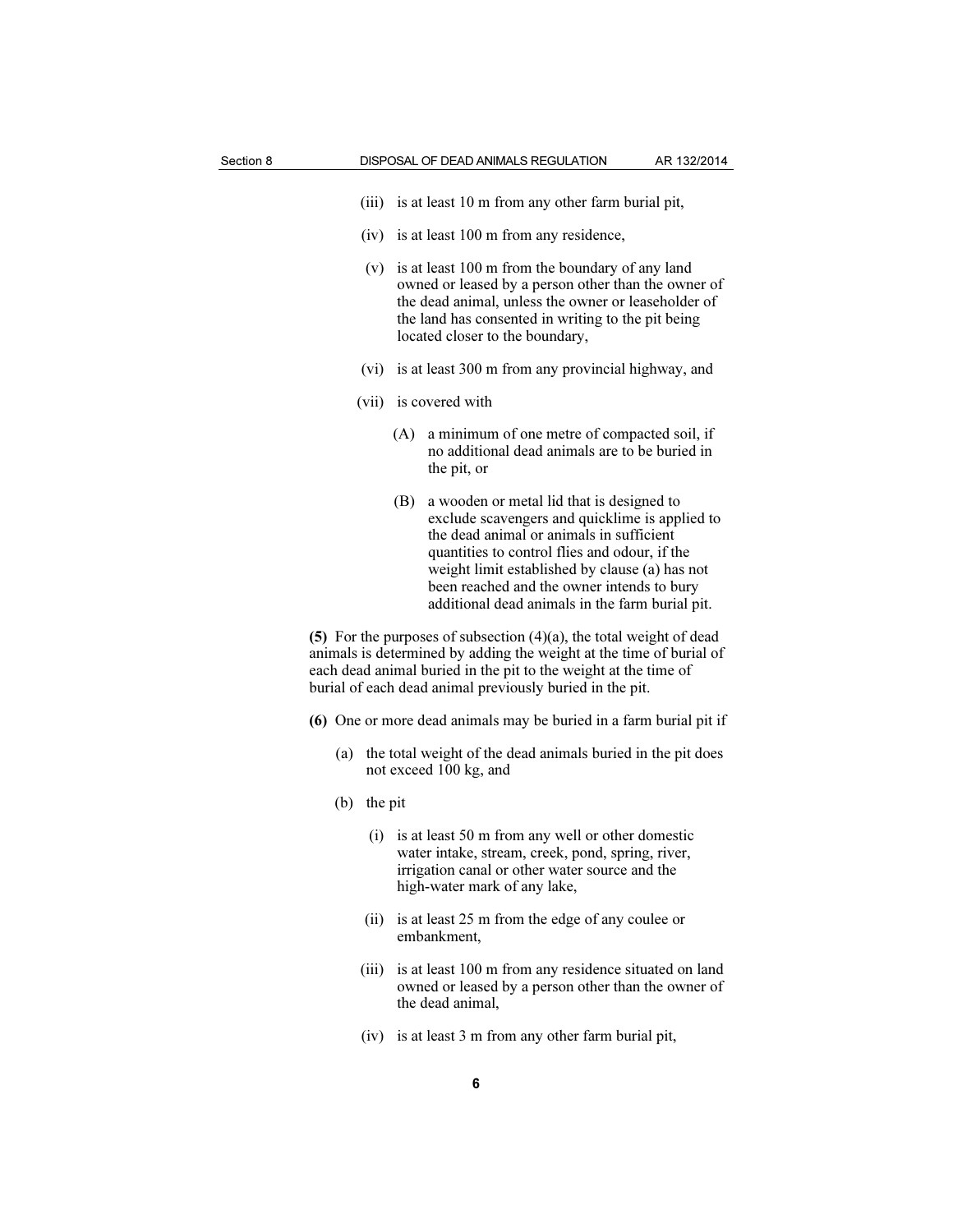(iii) is at least 10 m from any other farm burial pit,

(iv) is at least 100 m from any residence,

(v) is at least 100 m from the boundary of any land owned or leased by a person other than the owner of the dead animal, unless the owner or leaseholder of the land has consented in writing to the pit being located closer to the boundary,

(vi) is at least 300 m from any provincial highway, and

(vii) is covered with

(A) a minimum of one metre of compacted soil, if no additional dead animals are to be buried in the pit, or

(B) a wooden or metal lid that is designed to exclude scavengers and quicklime is applied to the dead animal or animals in sufficient quantities to control flies and odour, if the weight limit established by clause (a) has not been reached and the owner intends to bury additional dead animals in the farm burial pit.

**(5)** For the purposes of subsection (4)(a), the total weight of dead animals is determined by adding the weight at the time of burial of each dead animal buried in the pit to the weight at the time of burial of each dead animal previously buried in the pit.

**(6)** One or more dead animals may be buried in a farm burial pit if

(a) the total weight of the dead animals buried in the pit does not exceed 100 kg, and

(b) the pit

(i) is at least 50 m from any well or other domestic water intake, stream, creek, pond, spring, river, irrigation canal or other water source and the high-water mark of any lake,

(ii) is at least 25 m from the edge of any coulee or embankment,

(iii) is at least 100 m from any residence situated on land owned or leased by a person other than the owner of the dead animal,

(iv) is at least 3 m from any other farm burial pit,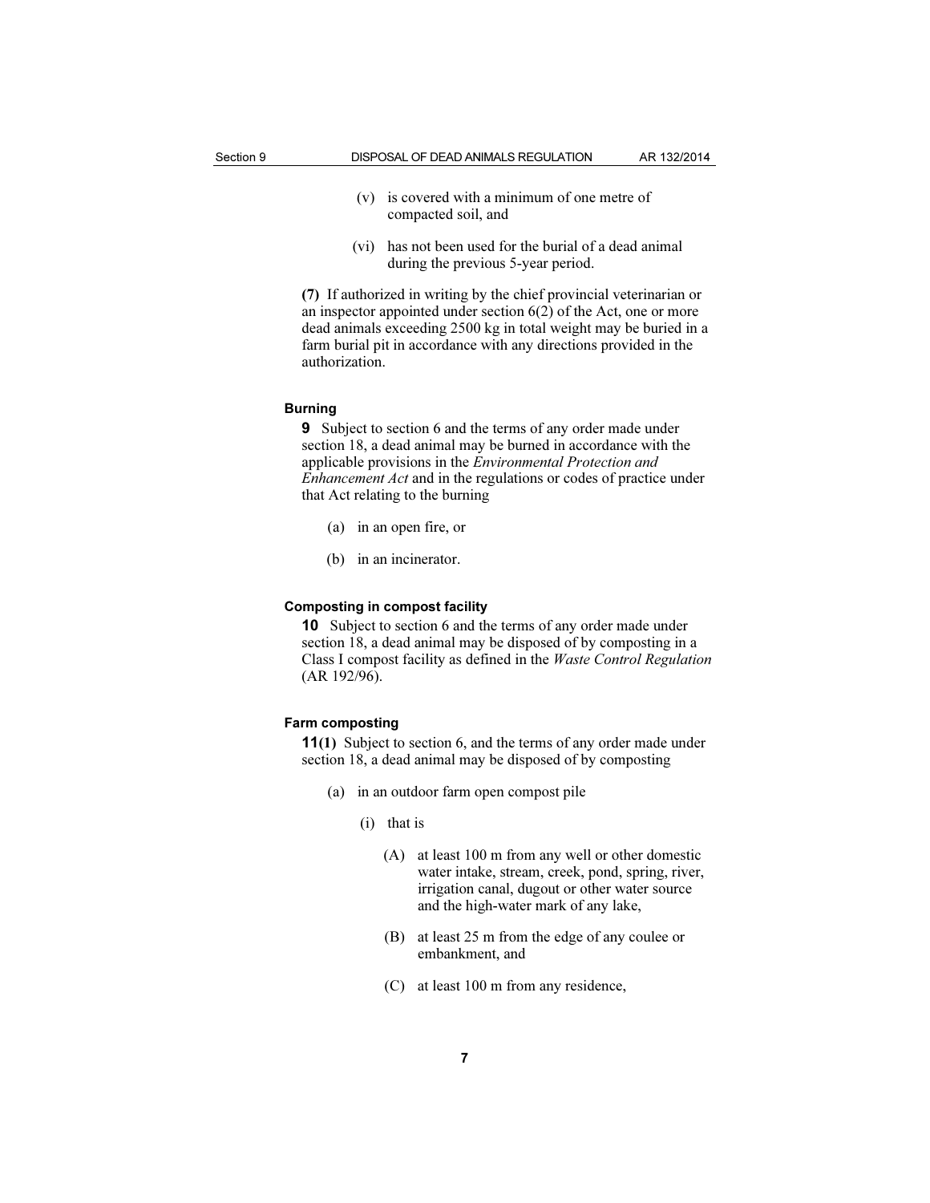(v) is covered with a minimum of one metre of compacted soil, and

(vi) has not been used for the burial of a dead animal during the previous 5-year period.

**(7)** If authorized in writing by the chief provincial veterinarian or an inspector appointed under section 6(2) of the Act, one or more dead animals exceeding 2500 kg in total weight may be buried in a farm burial pit in accordance with any directions provided in the authorization.

#### Burning

**9** Subject to section 6 and the terms of any order made under section 18, a dead animal may be burned in accordance with the applicable provisions in the *Environmental Protection and Enhancement Act* and in the regulations or codes of practice under that Act relating to the burning

(a) in an open fire, or

(b) in an incinerator.

#### Composting in compost facility

**10** Subject to section 6 and the terms of any order made under section 18, a dead animal may be disposed of by composting in a Class I compost facility as defined in the *Waste Control Regulation* (AR 192/96).

#### Farm composting

**11(1)** Subject to section 6, and the terms of any order made under section 18, a dead animal may be disposed of by composting

(a) in an outdoor farm open compost pile

(i) that is

(A) at least 100 m from any well or other domestic water intake, stream, creek, pond, spring, river, irrigation canal, dugout or other water source and the high-water mark of any lake,

(B) at least 25 m from the edge of any coulee or embankment, and

(C) at least 100 m from any residence,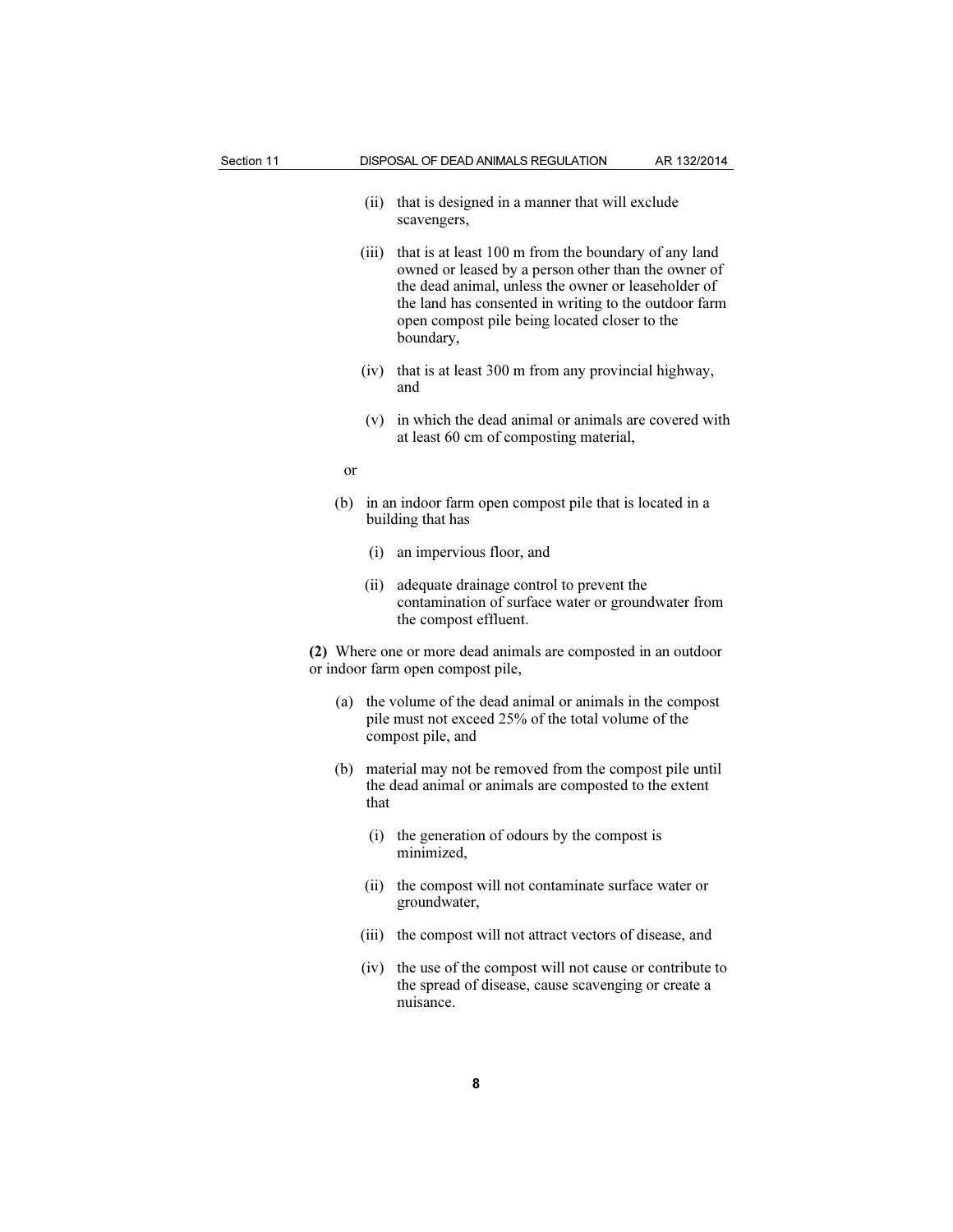(ii) that is designed in a manner that will exclude scavengers,

(iii) that is at least 100 m from the boundary of any land owned or leased by a person other than the owner of the dead animal, unless the owner or leaseholder of the land has consented in writing to the outdoor farm open compost pile being located closer to the boundary,

(iv) that is at least 300 m from any provincial highway, and

(v) in which the dead animal or animals are covered with at least 60 cm of composting material,

or

(b) in an indoor farm open compost pile that is located in a building that has

(i) an impervious floor, and

(ii) adequate drainage control to prevent the contamination of surface water or groundwater from the compost effluent.

**(2)** Where one or more dead animals are composted in an outdoor or indoor farm open compost pile,

(a) the volume of the dead animal or animals in the compost pile must not exceed 25% of the total volume of the compost pile, and

(b) material may not be removed from the compost pile until the dead animal or animals are composted to the extent that

(i) the generation of odours by the compost is minimized,

(ii) the compost will not contaminate surface water or groundwater,

(iii) the compost will not attract vectors of disease, and

(iv) the use of the compost will not cause or contribute to the spread of disease, cause scavenging or create a nuisance.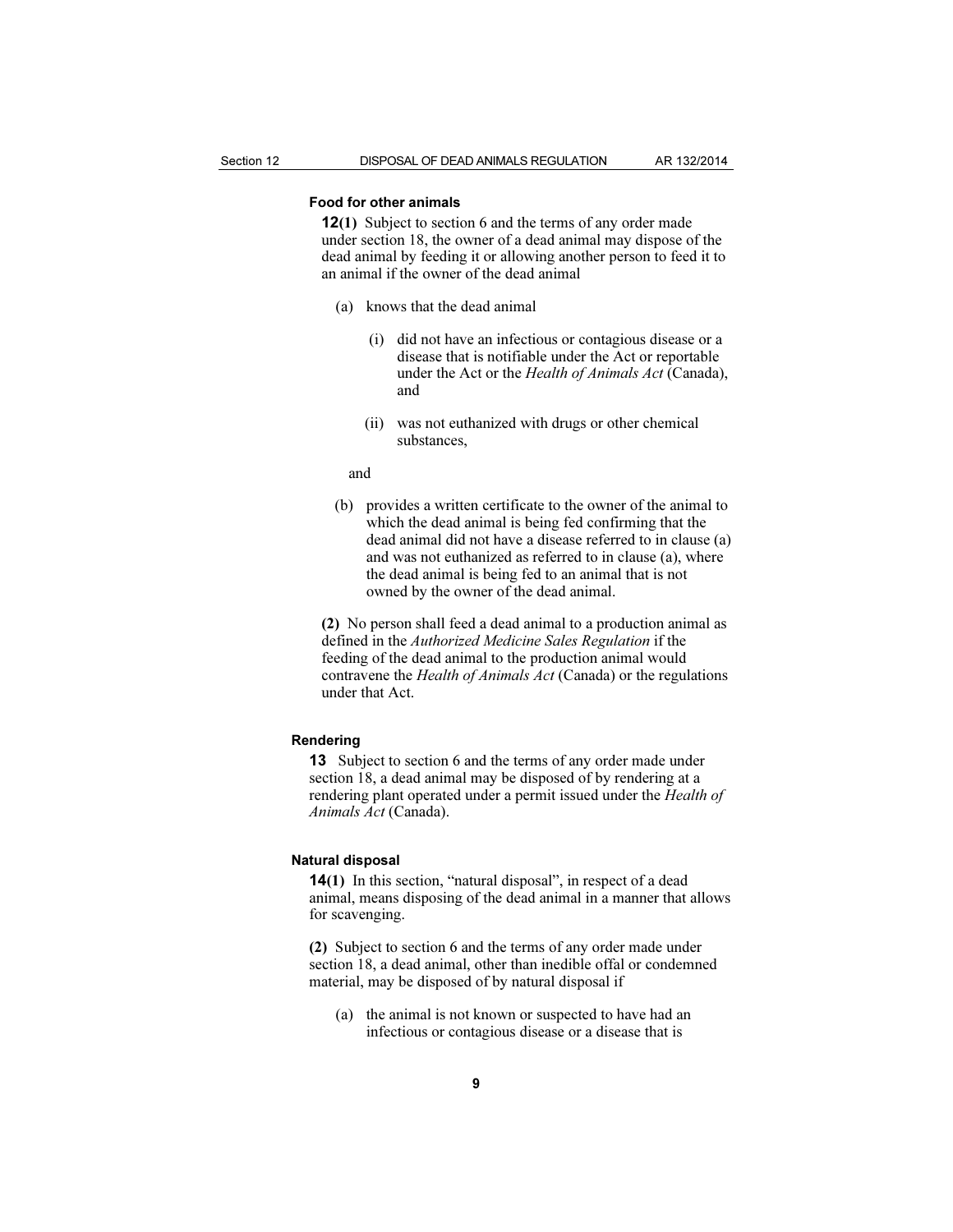### Food for other animals

**12(1)** Subject to section 6 and the terms of any order made under section 18, the owner of a dead animal may dispose of the dead animal by feeding it or allowing another person to feed it to an animal if the owner of the dead animal

(a) knows that the dead animal

(i) did not have an infectious or contagious disease or a disease that is notifiable under the Act or reportable under the Act or the *Health of Animals Act* (Canada), and

(ii) was not euthanized with drugs or other chemical substances,

and

(b) provides a written certificate to the owner of the animal to which the dead animal is being fed confirming that the dead animal did not have a disease referred to in clause (a) and was not euthanized as referred to in clause (a), where the dead animal is being fed to an animal that is not owned by the owner of the dead animal.

**(2)** No person shall feed a dead animal to a production animal as defined in the *Authorized Medicine Sales Regulation* if the feeding of the dead animal to the production animal would contravene the *Health of Animals Act* (Canada) or the regulations under that Act.

### Rendering

**13** Subject to section 6 and the terms of any order made under section 18, a dead animal may be disposed of by rendering at a rendering plant operated under a permit issued under the *Health of Animals Act* (Canada).

### Natural disposal

**14(1)** In this section, "natural disposal", in respect of a dead animal, means disposing of the dead animal in a manner that allows for scavenging.

**(2)** Subject to section 6 and the terms of any order made under section 18, a dead animal, other than inedible offal or condemned material, may be disposed of by natural disposal if

(a) the animal is not known or suspected to have had an infectious or contagious disease or a disease that is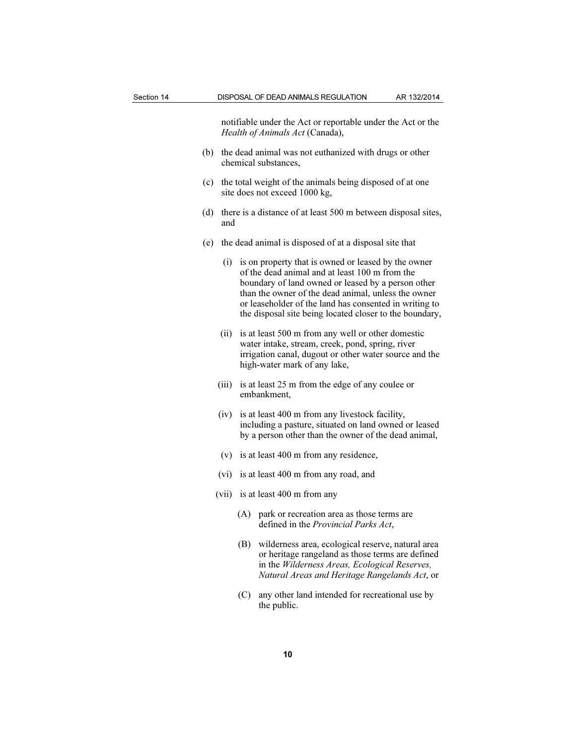notifiable under the Act or reportable under the Act or the *Health of Animals Act* (Canada),

(b) the dead animal was not euthanized with drugs or other chemical substances,

(c) the total weight of the animals being disposed of at one site does not exceed 1000 kg,

(d) there is a distance of at least 500 m between disposal sites, and

(e) the dead animal is disposed of at a disposal site that

(i) is on property that is owned or leased by the owner of the dead animal and at least 100 m from the boundary of land owned or leased by a person other than the owner of the dead animal, unless the owner or leaseholder of the land has consented in writing to the disposal site being located closer to the boundary,

(ii) is at least 500 m from any well or other domestic water intake, stream, creek, pond, spring, river irrigation canal, dugout or other water source and the high-water mark of any lake,

(iii) is at least 25 m from the edge of any coulee or embankment,

(iv) is at least 400 m from any livestock facility, including a pasture, situated on land owned or leased by a person other than the owner of the dead animal,

(v) is at least 400 m from any residence,

(vi) is at least 400 m from any road, and

(vii) is at least 400 m from any

(A) park or recreation area as those terms are defined in the *Provincial Parks Act*,

(B) wilderness area, ecological reserve, natural area or heritage rangeland as those terms are defined in the *Wilderness Areas, Ecological Reserves, Natural Areas and Heritage Rangelands Act*, or

(C) any other land intended for recreational use by the public.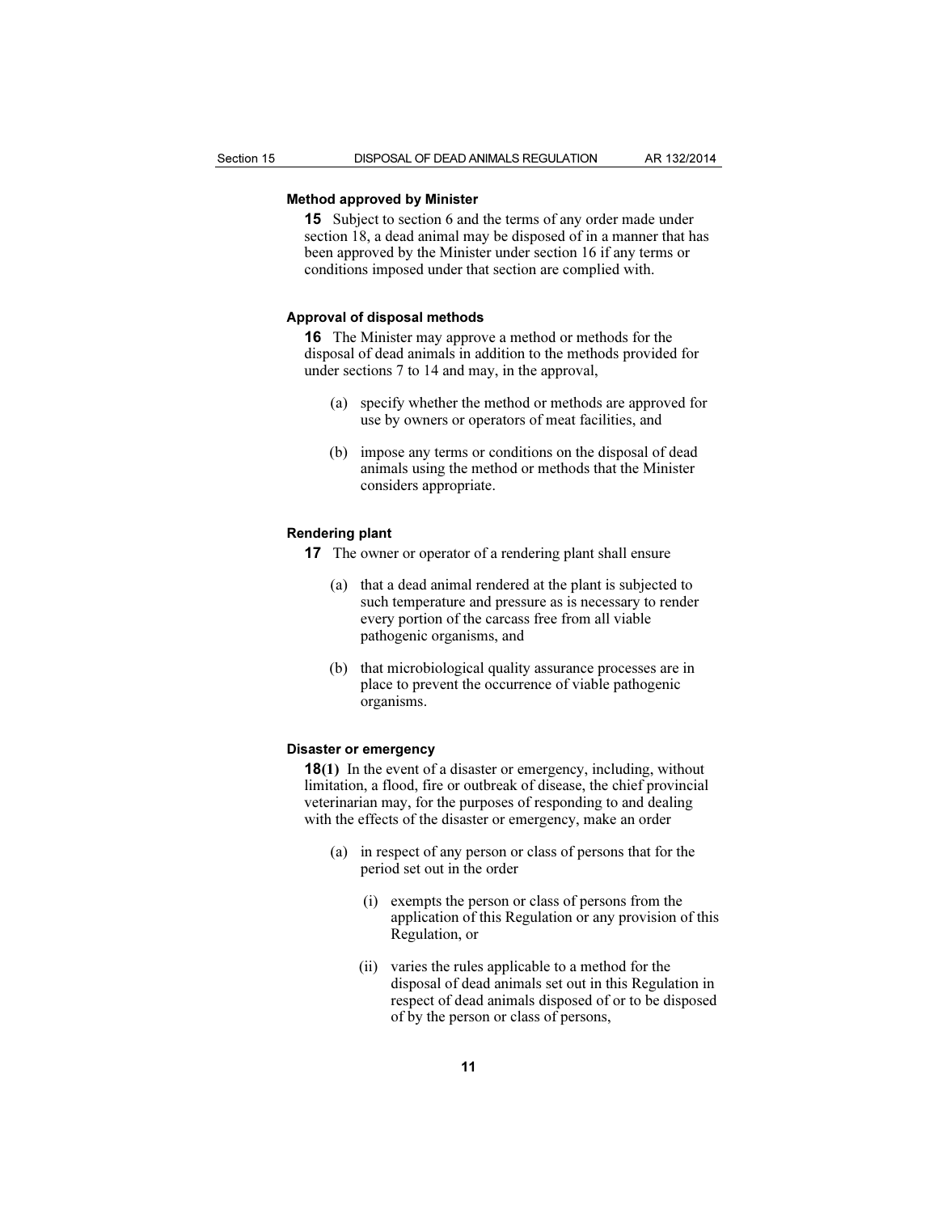### Method approved by Minister

**15** Subject to section 6 and the terms of any order made under section 18, a dead animal may be disposed of in a manner that has been approved by the Minister under section 16 if any terms or conditions imposed under that section are complied with.

### Approval of disposal methods

**16** The Minister may approve a method or methods for the disposal of dead animals in addition to the methods provided for under sections 7 to 14 and may, in the approval,

(a) specify whether the method or methods are approved for use by owners or operators of meat facilities, and

(b) impose any terms or conditions on the disposal of dead animals using the method or methods that the Minister considers appropriate.

### Rendering plant

**17** The owner or operator of a rendering plant shall ensure

(a) that a dead animal rendered at the plant is subjected to such temperature and pressure as is necessary to render every portion of the carcass free from all viable pathogenic organisms, and

(b) that microbiological quality assurance processes are in place to prevent the occurrence of viable pathogenic organisms.

### Disaster or emergency

**18(1)** In the event of a disaster or emergency, including, without limitation, a flood, fire or outbreak of disease, the chief provincial veterinarian may, for the purposes of responding to and dealing with the effects of the disaster or emergency, make an order

(a) in respect of any person or class of persons that for the period set out in the order

(i) exempts the person or class of persons from the application of this Regulation or any provision of this Regulation, or

(ii) varies the rules applicable to a method for the disposal of dead animals set out in this Regulation in respect of dead animals disposed of or to be disposed of by the person or class of persons,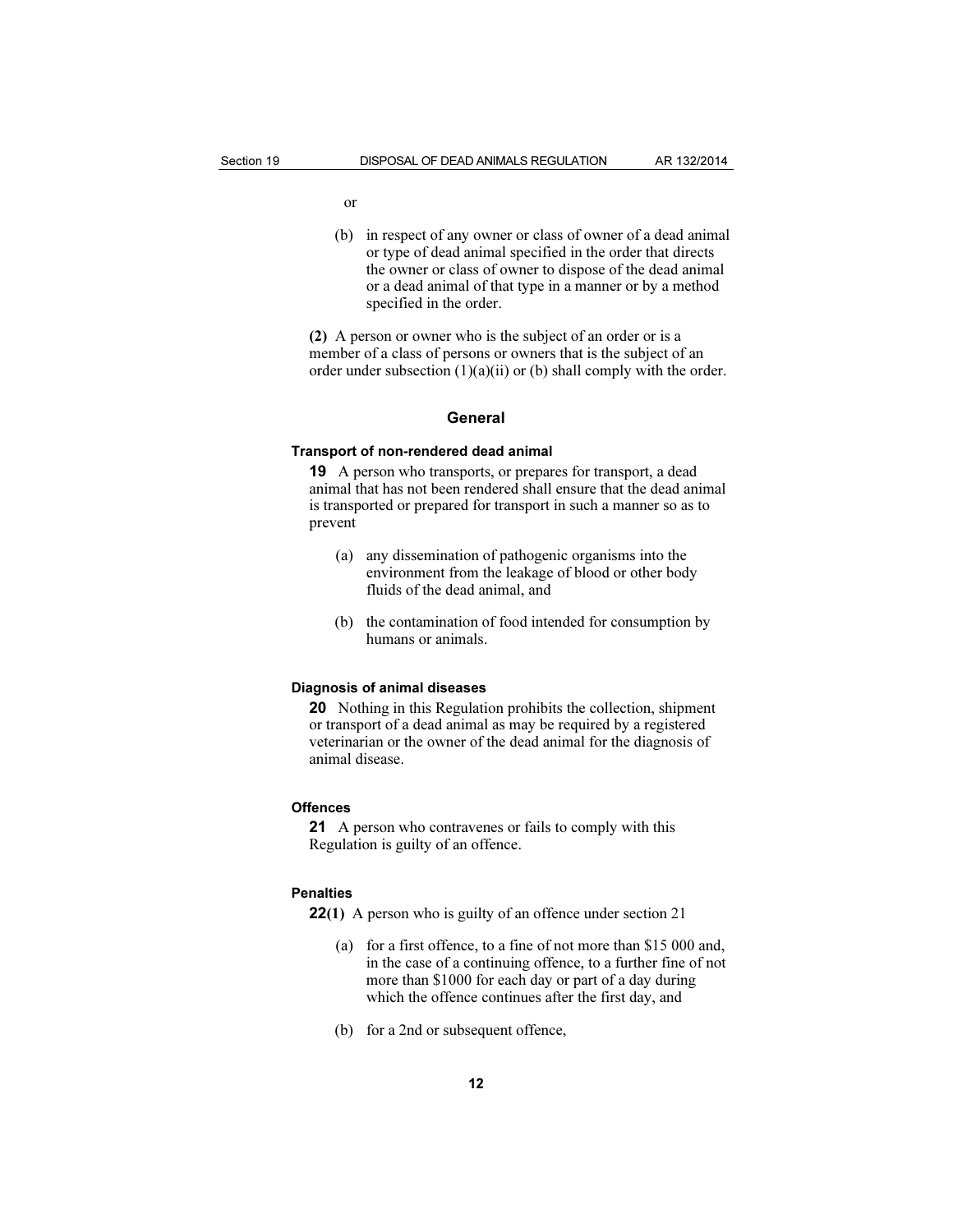or

(b) in respect of any owner or class of owner of a dead animal or type of dead animal specified in the order that directs the owner or class of owner to dispose of the dead animal or a dead animal of that type in a manner or by a method specified in the order.

**(2)** A person or owner who is the subject of an order or is a member of a class of persons or owners that is the subject of an order under subsection (1)(a)(ii) or (b) shall comply with the order.

## General

### Transport of non-rendered dead animal

**19** A person who transports, or prepares for transport, a dead animal that has not been rendered shall ensure that the dead animal is transported or prepared for transport in such a manner so as to prevent

(a) any dissemination of pathogenic organisms into the environment from the leakage of blood or other body fluids of the dead animal, and

(b) the contamination of food intended for consumption by humans or animals.

### Diagnosis of animal diseases

**20** Nothing in this Regulation prohibits the collection, shipment or transport of a dead animal as may be required by a registered veterinarian or the owner of the dead animal for the diagnosis of animal disease.

### Offences

**21** A person who contravenes or fails to comply with this Regulation is guilty of an offence.

### Penalties

**22(1)** A person who is guilty of an offence under section 21

(a) for a first offence, to a fine of not more than $15 000 and, in the case of a continuing offence, to a further fine of not more than $1000 for each day or part of a day during which the offence continues after the first day, and

(b) for a 2nd or subsequent offence,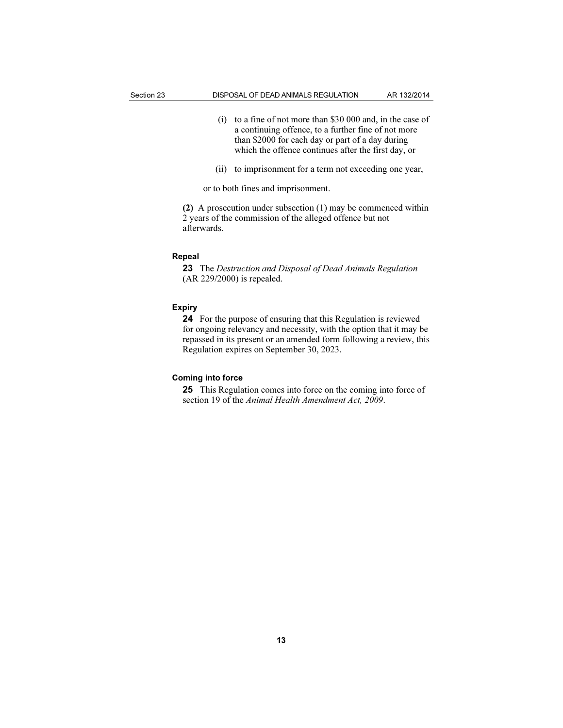(i) to a fine of not more than $30 000 and, in the case of a continuing offence, to a further fine of not more than $2000 for each day or part of a day during which the offence continues after the first day, or

(ii) to imprisonment for a term not exceeding one year,

or to both fines and imprisonment.

**(2)** A prosecution under subsection (1) may be commenced within 2 years of the commission of the alleged offence but not afterwards.

### Repeal

**23** The *Destruction and Disposal of Dead Animals Regulation* (AR 229/2000) is repealed.

### Expiry

**24** For the purpose of ensuring that this Regulation is reviewed for ongoing relevancy and necessity, with the option that it may be repassed in its present or an amended form following a review, this Regulation expires on September 30, 2023.

### Coming into force

**25** This Regulation comes into force on the coming into force of section 19 of the *Animal Health Amendment Act, 2009*.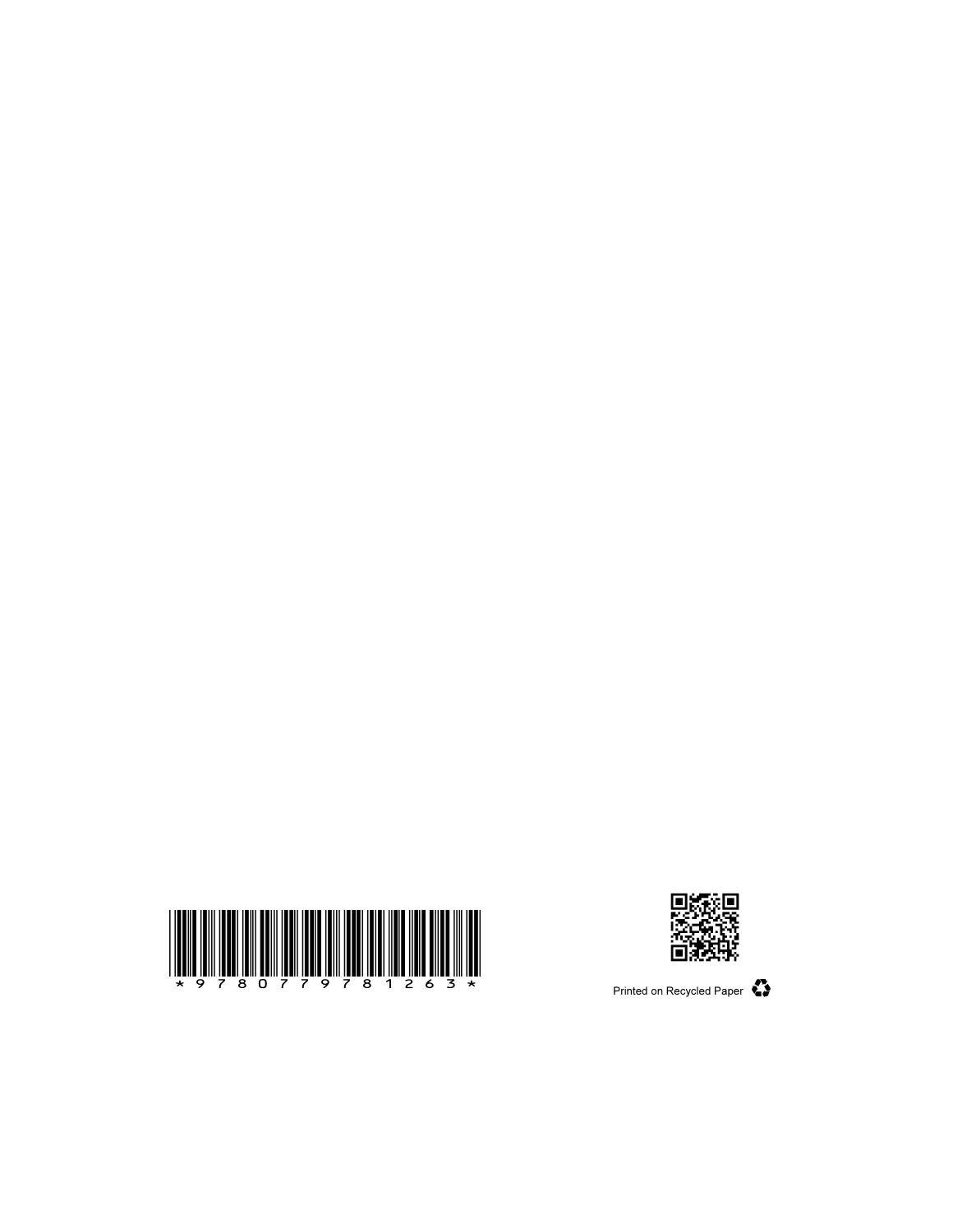*9780779781263*

Printed on Recycled Paper